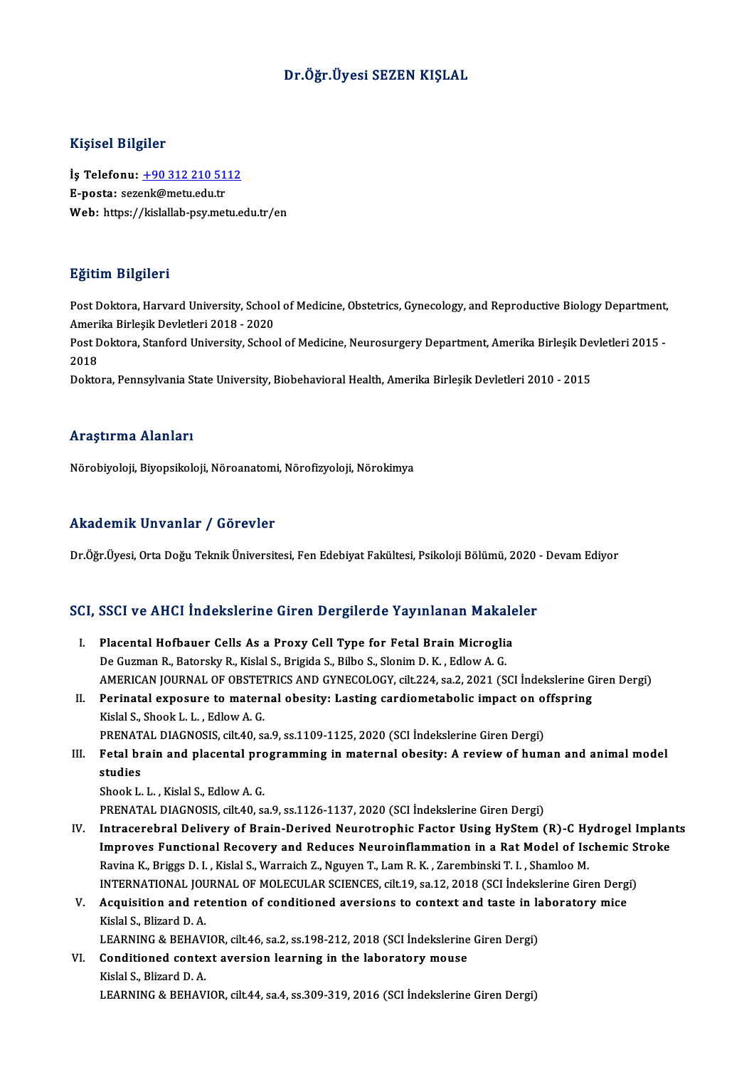# Dr.Öğr.Üyesi SEZEN KIŞLAL

## Kişisel Bilgiler

**İş Telefonu:** +90 312 210 5112
**E-posta:** sezenk@metu.edu.tr
**Web:** https://kislallab-psy.metu.edu.tr/en

## Eğitim Bilgileri

Post Doktora, Harvard University, School of Medicine, Obstetrics, Gynecology, and Reproductive Biology Department, Amerika Birleşik Devletleri 2018 - 2020
Post Doktora, Stanford University, School of Medicine, Neurosurgery Department, Amerika Birleşik Devletleri 2015 - 2018
Doktora, Pennsylvania State University, Biobehavioral Health, Amerika Birleşik Devletleri 2010 - 2015

## Araştırma Alanları

Nörobiyoloji, Biyopsikoloji, Nöroanatomi, Nörofizyoloji, Nörokimya

## Akademik Unvanlar / Görevler

Dr.Öğr.Üyesi, Orta Doğu Teknik Üniversitesi, Fen Edebiyat Fakültesi, Psikoloji Bölümü, 2020 - Devam Ediyor

## SCI, SSCI ve AHCI İndekslerine Giren Dergilerde Yayınlanan Makaleler

I. **Placental Hofbauer Cells As a Proxy Cell Type for Fetal Brain Microglia**
De Guzman R., Batorsky R., Kislal S., Brigida S., Bilbo S., Slonim D. K. , Edlow A. G.
AMERICAN JOURNAL OF OBSTETRICS AND GYNECOLOGY, cilt.224, sa.2, 2021 (SCI İndekslerine Giren Dergi)

II. **Perinatal exposure to maternal obesity: Lasting cardiometabolic impact on offspring**
Kislal S., Shook L. L. , Edlow A. G.
PRENATAL DIAGNOSIS, cilt.40, sa.9, ss.1109-1125, 2020 (SCI İndekslerine Giren Dergi)

III. **Fetal brain and placental programming in maternal obesity: A review of human and animal model studies**
Shook L. L. , Kislal S., Edlow A. G.
PRENATAL DIAGNOSIS, cilt.40, sa.9, ss.1126-1137, 2020 (SCI İndekslerine Giren Dergi)

IV. **Intracerebral Delivery of Brain-Derived Neurotrophic Factor Using HyStem (R)-C Hydrogel Implants Improves Functional Recovery and Reduces Neuroinflammation in a Rat Model of Ischemic Stroke**
Ravina K., Briggs D. I. , Kislal S., Warraich Z., Nguyen T., Lam R. K. , Zarembinski T. I. , Shamloo M.
INTERNATIONAL JOURNAL OF MOLECULAR SCIENCES, cilt.19, sa.12, 2018 (SCI İndekslerine Giren Dergi)

V. **Acquisition and retention of conditioned aversions to context and taste in laboratory mice**
Kislal S., Blizard D. A.
LEARNING & BEHAVIOR, cilt.46, sa.2, ss.198-212, 2018 (SCI İndekslerine Giren Dergi)

VI. **Conditioned context aversion learning in the laboratory mouse**
Kislal S., Blizard D. A.
LEARNING & BEHAVIOR, cilt.44, sa.4, ss.309-319, 2016 (SCI İndekslerine Giren Dergi)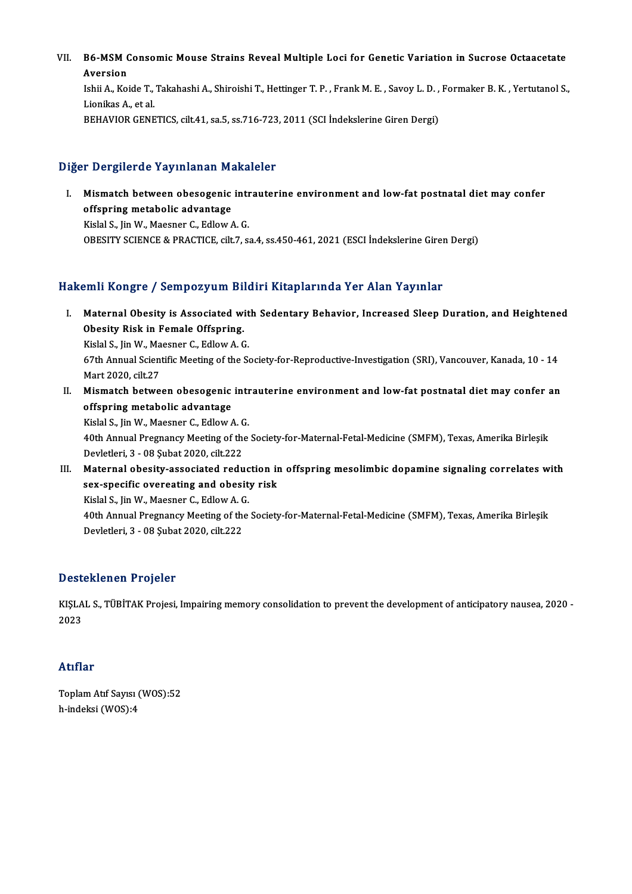VII. **B6-MSM Consomic Mouse Strains Reveal Multiple Loci for Genetic Variation in Sucrose Octaacetate Aversion**
Ishii A., Koide T., Takahashi A., Shiroishi T., Hettinger T. P. , Frank M. E. , Savoy L. D. , Formaker B. K. , Yertutanol S., Lionikas A., et al.
BEHAVIOR GENETICS, cilt.41, sa.5, ss.716-723, 2011 (SCI İndekslerine Giren Dergi)

## Diğer Dergilerde Yayınlanan Makaleler

I. **Mismatch between obesogenic intrauterine environment and low-fat postnatal diet may confer offspring metabolic advantage**
Kislal S., Jin W., Maesner C., Edlow A. G.
OBESITY SCIENCE & PRACTICE, cilt.7, sa.4, ss.450-461, 2021 (ESCI İndekslerine Giren Dergi)

## Hakemli Kongre / Sempozyum Bildiri Kitaplarında Yer Alan Yayınlar

I. **Maternal Obesity is Associated with Sedentary Behavior, Increased Sleep Duration, and Heightened Obesity Risk in Female Offspring.**
Kislal S., Jin W., Maesner C., Edlow A. G.
67th Annual Scientific Meeting of the Society-for-Reproductive-Investigation (SRI), Vancouver, Kanada, 10 - 14 Mart 2020, cilt.27

II. **Mismatch between obesogenic intrauterine environment and low-fat postnatal diet may confer an offspring metabolic advantage**
Kislal S., Jin W., Maesner C., Edlow A. G.
40th Annual Pregnancy Meeting of the Society-for-Maternal-Fetal-Medicine (SMFM), Texas, Amerika Birleşik Devletleri, 3 - 08 Şubat 2020, cilt.222

III. **Maternal obesity-associated reduction in offspring mesolimbic dopamine signaling correlates with sex-specific overeating and obesity risk**
Kislal S., Jin W., Maesner C., Edlow A. G.
40th Annual Pregnancy Meeting of the Society-for-Maternal-Fetal-Medicine (SMFM), Texas, Amerika Birleşik Devletleri, 3 - 08 Şubat 2020, cilt.222

## Desteklenen Projeler

KIŞLAL S., TÜBİTAK Projesi, Impairing memory consolidation to prevent the development of anticipatory nausea, 2020 - 2023

## Atıflar

Toplam Atıf Sayısı (WOS):52
h-indeksi (WOS):4